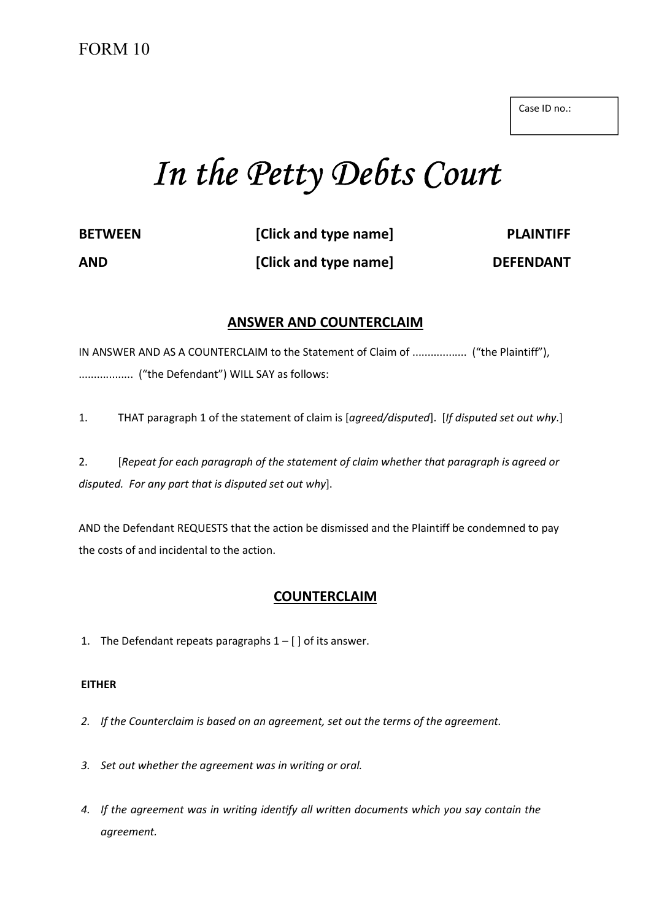FORM 10

Case ID no.:

# *In the Petty Debts Court*

| **BETWEEN** | **[Click and type name]** | **PLAINTIFF** |
|---|---|---|
| **AND** | **[Click and type name]** | **DEFENDANT** |

## ANSWER AND COUNTERCLAIM

IN ANSWER AND AS A COUNTERCLAIM to the Statement of Claim of .................. ("the Plaintiff"), .................. ("the Defendant") WILL SAY as follows:

1. THAT paragraph 1 of the statement of claim is [*agreed/disputed*]. [*If disputed set out why*.]

2. [*Repeat for each paragraph of the statement of claim whether that paragraph is agreed or disputed. For any part that is disputed set out why*].

AND the Defendant REQUESTS that the action be dismissed and the Plaintiff be condemned to pay the costs of and incidental to the action.

## COUNTERCLAIM

1. The Defendant repeats paragraphs 1 – [ ] of its answer.

**EITHER**

2. *If the Counterclaim is based on an agreement, set out the terms of the agreement.*
3. *Set out whether the agreement was in writing or oral.*
4. *If the agreement was in writing identify all written documents which you say contain the agreement.*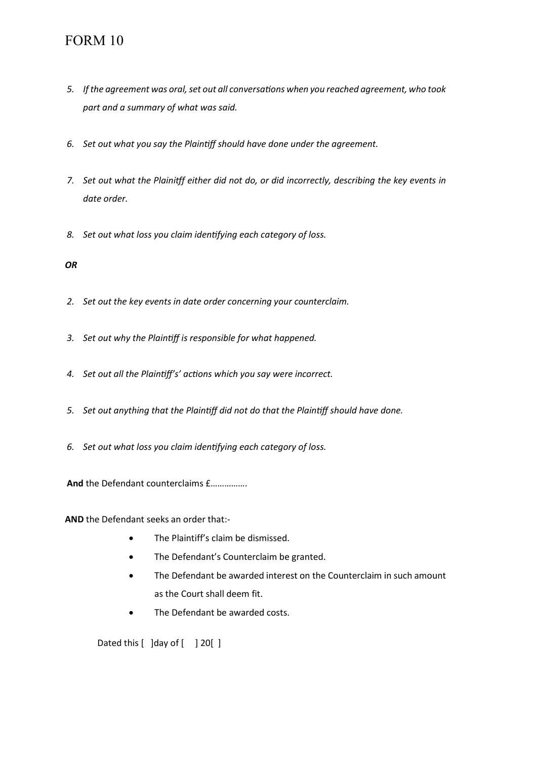# FORM 10

5. *If the agreement was oral, set out all conversations when you reached agreement, who took part and a summary of what was said.*

6. *Set out what you say the Plaintiff should have done under the agreement.*

7. *Set out what the Plainitff either did not do, or did incorrectly, describing the key events in date order.*

8. *Set out what loss you claim identifying each category of loss.*

***OR***

2. *Set out the key events in date order concerning your counterclaim.*

3. *Set out why the Plaintiff is responsible for what happened.*

4. *Set out all the Plaintiff's' actions which you say were incorrect.*

5. *Set out anything that the Plaintiff did not do that the Plaintiff should have done.*

6. *Set out what loss you claim identifying each category of loss.*

**And** the Defendant counterclaims £…………….

**AND** the Defendant seeks an order that:-

- The Plaintiff's claim be dismissed.
- The Defendant's Counterclaim be granted.
- The Defendant be awarded interest on the Counterclaim in such amount as the Court shall deem fit.
- The Defendant be awarded costs.

Dated this [ ]day of [ ] 20[ ]